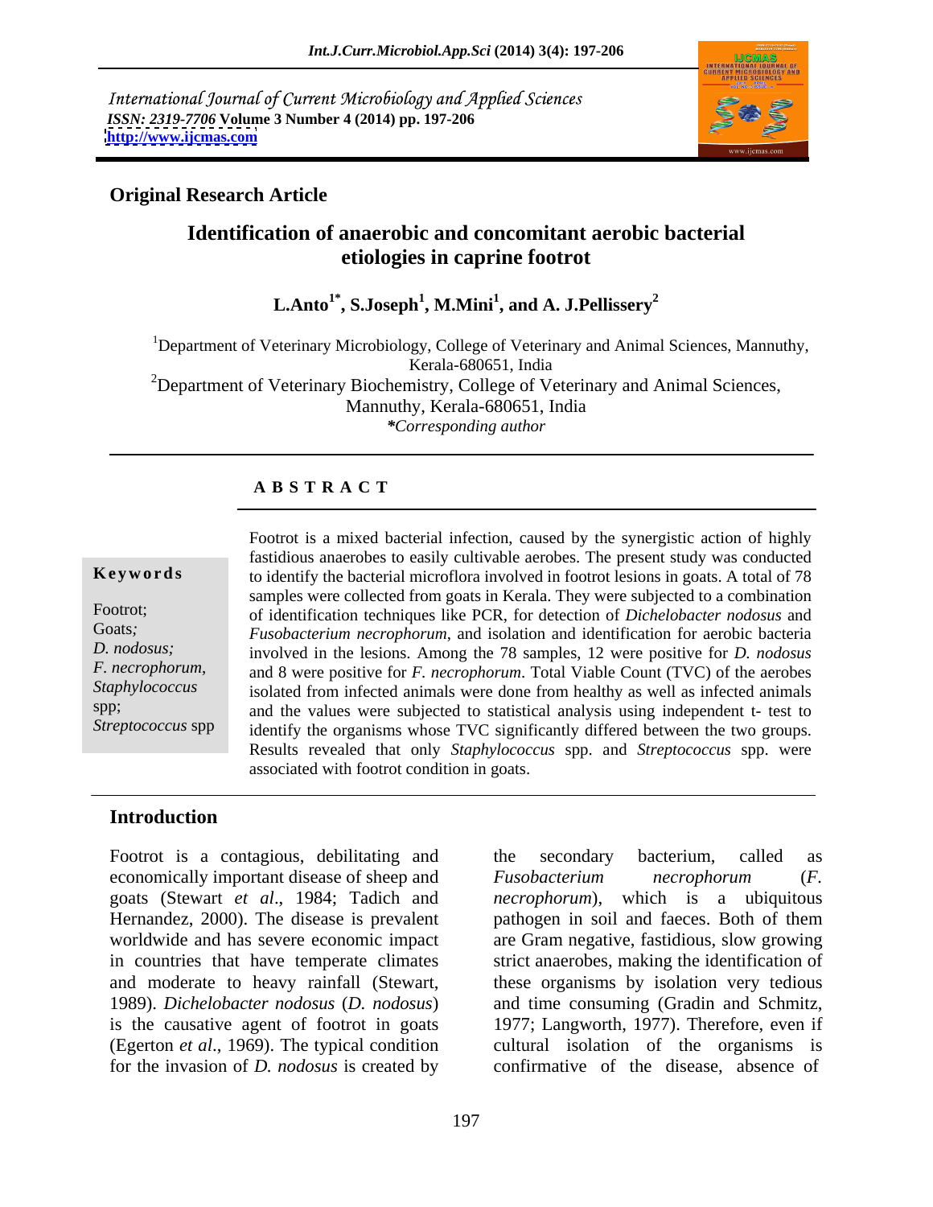International Journal of Current Microbiology and Applied Sciences
*ISSN: 2319-7706* **Volume 3 Number 4 (2014) pp. 197-206**
**http://www.ijcmas.com**

**Original Research Article**

# Identification of anaerobic and concomitant aerobic bacterial etiologies in caprine footrot

**L.Anto[1*], S.Joseph[1], M.Mini[1], and A. J.Pellissery[2]**

[1]Department of Veterinary Microbiology, College of Veterinary and Animal Sciences, Mannuthy, Kerala-680651, India
[2]Department of Veterinary Biochemistry, College of Veterinary and Animal Sciences, Mannuthy, Kerala-680651, India
*\*Corresponding author*

## ABSTRACT

**Keywords**

Footrot; Goats; *D. nodosus; F. necrophorum, Staphylococcus* spp; *Streptococcus* spp

Footrot is a mixed bacterial infection, caused by the synergistic action of highly fastidious anaerobes to easily cultivable aerobes. The present study was conducted to identify the bacterial microflora involved in footrot lesions in goats. A total of 78 samples were collected from goats in Kerala. They were subjected to a combination of identification techniques like PCR, for detection of *Dichelobacter nodosus* and *Fusobacterium necrophorum*, and isolation and identification for aerobic bacteria involved in the lesions. Among the 78 samples, 12 were positive for *D. nodosus* and 8 were positive for *F. necrophorum*. Total Viable Count (TVC) of the aerobes isolated from infected animals were done from healthy as well as infected animals and the values were subjected to statistical analysis using independent t- test to identify the organisms whose TVC significantly differed between the two groups. Results revealed that only *Staphylococcus* spp. and *Streptococcus* spp. were associated with footrot condition in goats.

## Introduction

Footrot is a contagious, debilitating and economically important disease of sheep and goats (Stewart *et al*., 1984; Tadich and Hernandez, 2000). The disease is prevalent worldwide and has severe economic impact in countries that have temperate climates and moderate to heavy rainfall (Stewart, 1989). *Dichelobacter nodosus* (*D. nodosus*) is the causative agent of footrot in goats (Egerton *et al*., 1969). The typical condition for the invasion of *D. nodosus* is created by the secondary bacterium, called as *Fusobacterium necrophorum* (*F. necrophorum*), which is a ubiquitous pathogen in soil and faeces. Both of them are Gram negative, fastidious, slow growing strict anaerobes, making the identification of these organisms by isolation very tedious and time consuming (Gradin and Schmitz, 1977; Langworth, 1977). Therefore, even if cultural isolation of the organisms is confirmative of the disease, absence of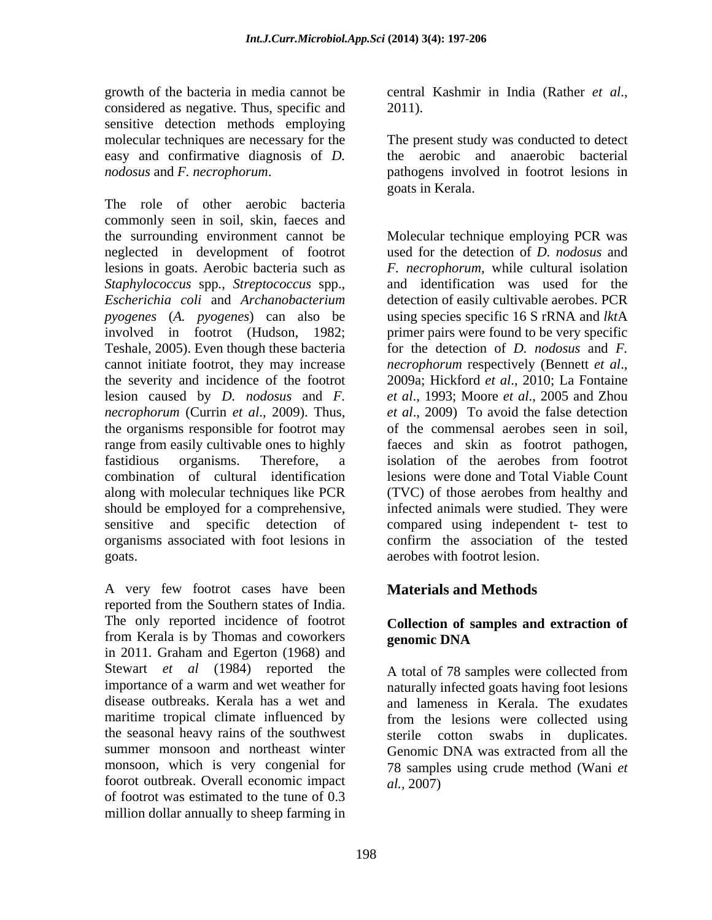growth of the bacteria in media cannot be considered as negative. Thus, specific and sensitive detection methods employing molecular techniques are necessary for the easy and confirmative diagnosis of *D. nodosus* and *F. necrophorum*.

The role of other aerobic bacteria commonly seen in soil, skin, faeces and the surrounding environment cannot be neglected in development of footrot lesions in goats. Aerobic bacteria such as *Staphylococcus* spp., *Streptococcus* spp., *Escherichia coli* and *Archanobacterium pyogenes* (*A. pyogenes*) can also be involved in footrot (Hudson, 1982; Teshale, 2005). Even though these bacteria cannot initiate footrot, they may increase the severity and incidence of the footrot lesion caused by *D. nodosus* and *F. necrophorum* (Currin *et al*., 2009). Thus, the organisms responsible for footrot may range from easily cultivable ones to highly fastidious organisms. Therefore, a combination of cultural identification along with molecular techniques like PCR should be employed for a comprehensive, sensitive and specific detection of organisms associated with foot lesions in goats.

A very few footrot cases have been reported from the Southern states of India. The only reported incidence of footrot from Kerala is by Thomas and coworkers in 2011. Graham and Egerton (1968) and Stewart *et al* (1984) reported the importance of a warm and wet weather for disease outbreaks. Kerala has a wet and maritime tropical climate influenced by the seasonal heavy rains of the southwest summer monsoon and northeast winter monsoon, which is very congenial for foorot outbreak. Overall economic impact of footrot was estimated to the tune of 0.3 million dollar annually to sheep farming in central Kashmir in India (Rather *et al*., 2011).

The present study was conducted to detect the aerobic and anaerobic bacterial pathogens involved in footrot lesions in goats in Kerala.

Molecular technique employing PCR was used for the detection of *D. nodosus* and *F. necrophorum*, while cultural isolation and identification was used for the detection of easily cultivable aerobes. PCR using species specific 16 S rRNA and *lkt*A primer pairs were found to be very specific for the detection of *D. nodosus* and *F. necrophorum* respectively (Bennett *et al*., 2009a; Hickford *et al*., 2010; La Fontaine *et al*., 1993; Moore *et al*., 2005 and Zhou *et al*., 2009) To avoid the false detection of the commensal aerobes seen in soil, faeces and skin as footrot pathogen, isolation of the aerobes from footrot lesions were done and Total Viable Count (TVC) of those aerobes from healthy and infected animals were studied. They were compared using independent t- test to confirm the association of the tested aerobes with footrot lesion.

## Materials and Methods

### Collection of samples and extraction of genomic DNA

A total of 78 samples were collected from naturally infected goats having foot lesions and lameness in Kerala. The exudates from the lesions were collected using sterile cotton swabs in duplicates. Genomic DNA was extracted from all the 78 samples using crude method (Wani *et al.,* 2007)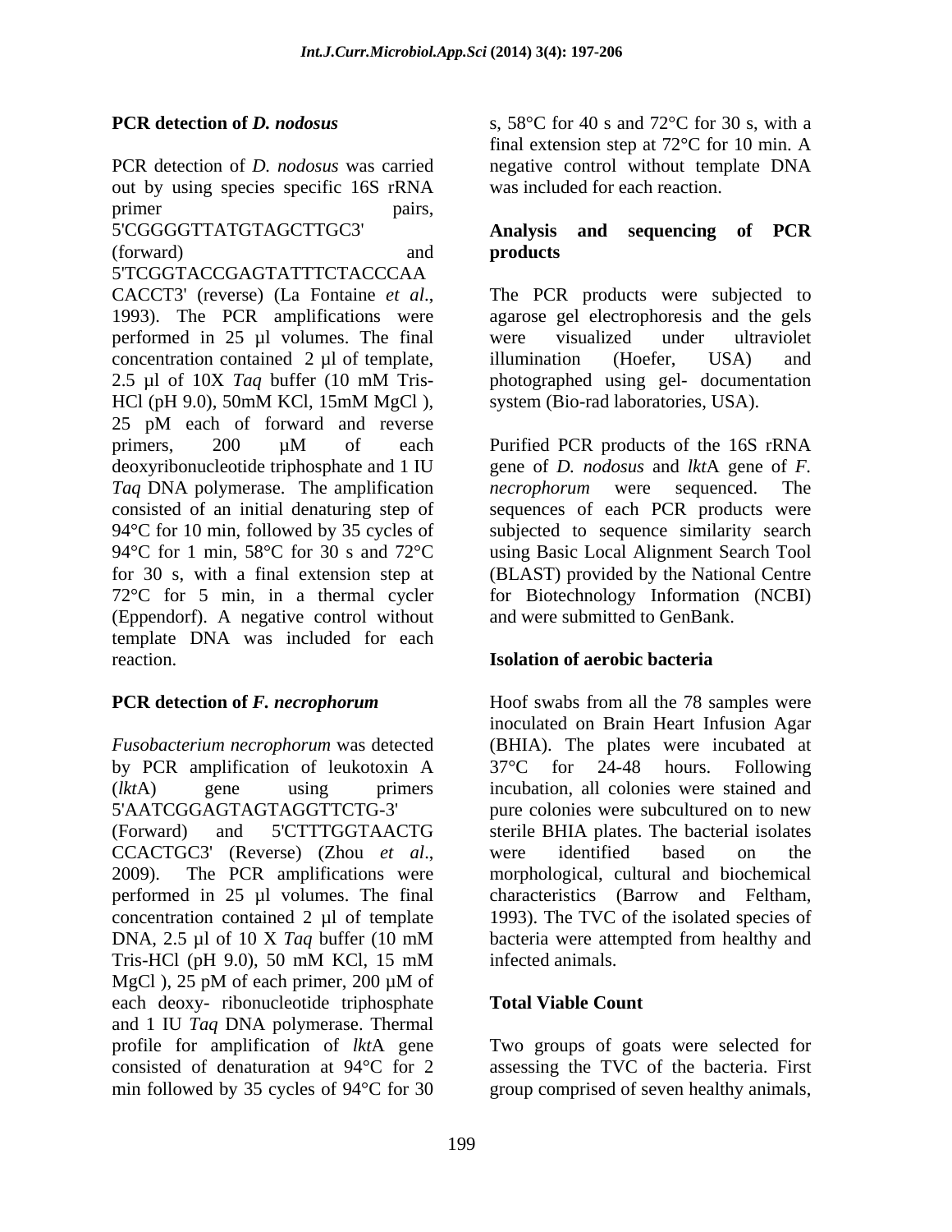**PCR detection of *D. nodosus***

PCR detection of *D. nodosus* was carried out by using species specific 16S rRNA primer pairs, 5'CGGGGTTATGTAGCTTGC3' (forward) and 5'TCGGTACCGAGTATTTCTACCCAA CACCT3' (reverse) (La Fontaine *et al*., 1993). The PCR amplifications were performed in 25 µl volumes. The final concentration contained 2 µl of template, 2.5 µl of 10X *Taq* buffer (10 mM Tris-HCl (pH 9.0), 50mM KCl, 15mM $MgCl_2$), 25 pM each of forward and reverse primers, 200 µM of each deoxyribonucleotide triphosphate and 1 IU *Taq* DNA polymerase. The amplification consisted of an initial denaturing step of 94°C for 10 min, followed by 35 cycles of 94°C for 1 min, 58°C for 30 s and 72°C for 30 s, with a final extension step at 72°C for 5 min, in a thermal cycler (Eppendorf). A negative control without template DNA was included for each reaction.

**PCR detection of *F. necrophorum***

*Fusobacterium necrophorum* was detected by PCR amplification of leukotoxin A (*lkt*A) gene using primers 5'AATCGGAGTAGTAGGTTCTG-3' (Forward) and 5'CTTTGGTAACTG CCACTGC3' (Reverse) (Zhou *et al*., 2009). The PCR amplifications were performed in 25 µl volumes. The final concentration contained 2 µl of template DNA, 2.5 µl of 10 X *Taq* buffer (10 mM Tris-HCl (pH 9.0), 50 mM KCl, 15 mM $MgCl_2$), 25 pM of each primer, 200 µM of each deoxy- ribonucleotide triphosphate and 1 IU *Taq* DNA polymerase. Thermal profile for amplification of *lkt*A gene consisted of denaturation at 94°C for 2 min followed by 35 cycles of 94°C for 30 s, 58°C for 40 s and 72°C for 30 s, with a final extension step at 72°C for 10 min. A negative control without template DNA was included for each reaction.

**Analysis and sequencing of PCR products**

The PCR products were subjected to agarose gel electrophoresis and the gels were visualized under ultraviolet illumination (Hoefer, USA) and photographed using gel- documentation system (Bio-rad laboratories, USA).

Purified PCR products of the 16S rRNA gene of *D. nodosus* and *lkt*A gene of *F. necrophorum* were sequenced. The sequences of each PCR products were subjected to sequence similarity search using Basic Local Alignment Search Tool (BLAST) provided by the National Centre for Biotechnology Information (NCBI) and were submitted to GenBank.

**Isolation of aerobic bacteria**

Hoof swabs from all the 78 samples were inoculated on Brain Heart Infusion Agar (BHIA). The plates were incubated at 37°C for 24-48 hours. Following incubation, all colonies were stained and pure colonies were subcultured on to new sterile BHIA plates. The bacterial isolates were identified based on the morphological, cultural and biochemical characteristics (Barrow and Feltham, 1993). The TVC of the isolated species of bacteria were attempted from healthy and infected animals.

**Total Viable Count**

Two groups of goats were selected for assessing the TVC of the bacteria. First group comprised of seven healthy animals,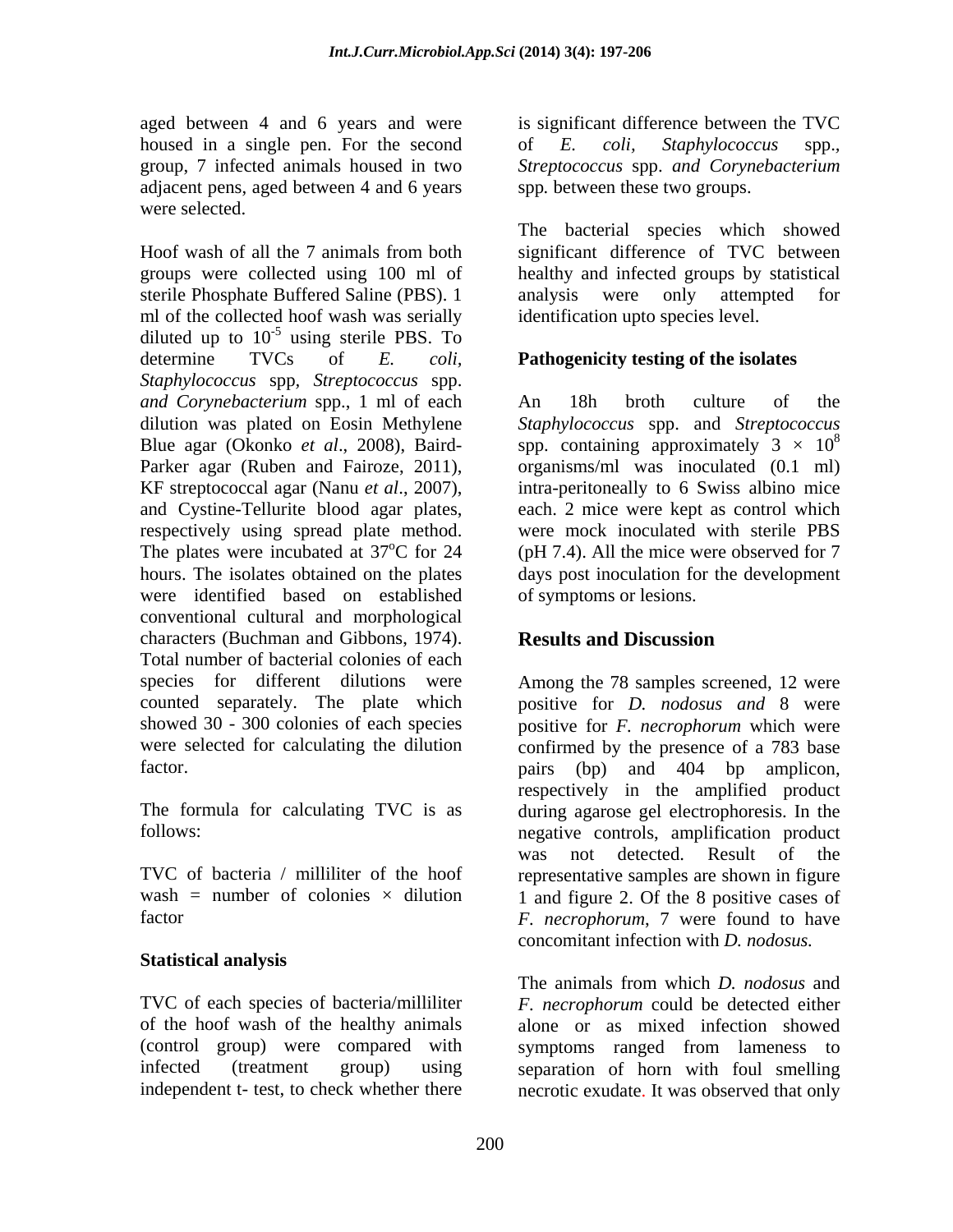aged between 4 and 6 years and were housed in a single pen. For the second group, 7 infected animals housed in two adjacent pens, aged between 4 and 6 years were selected.

Hoof wash of all the 7 animals from both groups were collected using 100 ml of sterile Phosphate Buffered Saline (PBS). 1 ml of the collected hoof wash was serially diluted up to $10^{-5}$ using sterile PBS. To determine TVCs of *E. coli*, *Staphylococcus* spp, *Streptococcus* spp. *and Corynebacterium* spp., 1 ml of each dilution was plated on Eosin Methylene Blue agar (Okonko *et al*., 2008), Baird-Parker agar (Ruben and Fairoze, 2011), KF streptococcal agar (Nanu *et al*., 2007), and Cystine-Tellurite blood agar plates, respectively using spread plate method. The plates were incubated at 37°C for 24 hours. The isolates obtained on the plates were identified based on established conventional cultural and morphological characters (Buchman and Gibbons, 1974). Total number of bacterial colonies of each species for different dilutions were counted separately. The plate which showed 30 - 300 colonies of each species were selected for calculating the dilution factor.

The formula for calculating TVC is as follows:

TVC of bacteria / milliliter of the hoof wash = number of colonies × dilution factor

### Statistical analysis

TVC of each species of bacteria/milliliter of the hoof wash of the healthy animals (control group) were compared with infected (treatment group) using independent t- test, to check whether there is significant difference between the TVC of *E. coli*, *Staphylococcus* spp., *Streptococcus* spp. *and Corynebacterium* spp. between these two groups.

The bacterial species which showed significant difference of TVC between healthy and infected groups by statistical analysis were only attempted for identification upto species level.

### Pathogenicity testing of the isolates

An 18h broth culture of the *Staphylococcus* spp. and *Streptococcus* spp. containing approximately $3 \times 10^8$ organisms/ml was inoculated (0.1 ml) intra-peritoneally to 6 Swiss albino mice each. 2 mice were kept as control which were mock inoculated with sterile PBS (pH 7.4). All the mice were observed for 7 days post inoculation for the development of symptoms or lesions.

## Results and Discussion

Among the 78 samples screened, 12 were positive for *D. nodosus and* 8 were positive for *F. necrophorum* which were confirmed by the presence of a 783 base pairs (bp) and 404 bp amplicon, respectively in the amplified product during agarose gel electrophoresis. In the negative controls, amplification product was not detected. Result of the representative samples are shown in figure 1 and figure 2. Of the 8 positive cases of *F. necrophorum*, 7 were found to have concomitant infection with *D. nodosus.*

The animals from which *D. nodosus* and *F. necrophorum* could be detected either alone or as mixed infection showed symptoms ranged from lameness to separation of horn with foul smelling necrotic exudate. It was observed that only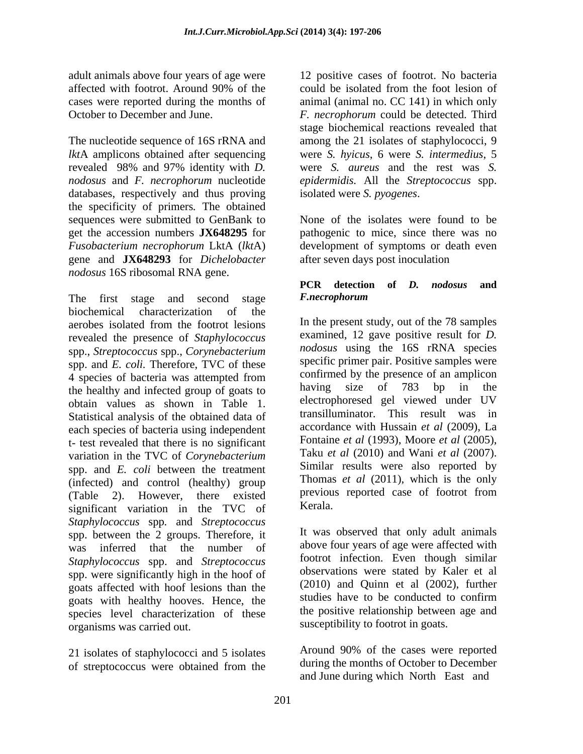adult animals above four years of age were affected with footrot. Around 90% of the cases were reported during the months of October to December and June.

The nucleotide sequence of 16S rRNA and *lkt*A amplicons obtained after sequencing revealed 98% and 97% identity with *D. nodosus* and *F. necrophorum* nucleotide databases, respectively and thus proving the specificity of primers. The obtained sequences were submitted to GenBank to get the accession numbers **JX648295** for *Fusobacterium necrophorum* LktA (*lkt*A) gene and **JX648293** for *Dichelobacter nodosus* 16S ribosomal RNA gene.

The first stage and second stage biochemical characterization of the aerobes isolated from the footrot lesions revealed the presence of *Staphylococcus* spp., *Streptococcus* spp., *Corynebacterium* spp. and *E. coli.* Therefore, TVC of these 4 species of bacteria was attempted from the healthy and infected group of goats to obtain values as shown in Table 1. Statistical analysis of the obtained data of each species of bacteria using independent t- test revealed that there is no significant variation in the TVC of *Corynebacterium* spp. and *E. coli* between the treatment (infected) and control (healthy) group (Table 2). However, there existed significant variation in the TVC of *Staphylococcus* spp. and *Streptococcus* spp. between the 2 groups. Therefore, it was inferred that the number of *Staphylococcus* spp. and *Streptococcus* spp. were significantly high in the hoof of goats affected with hoof lesions than the goats with healthy hooves. Hence, the species level characterization of these organisms was carried out.

21 isolates of staphylococci and 5 isolates of streptococcus were obtained from the 12 positive cases of footrot. No bacteria could be isolated from the foot lesion of animal (animal no. CC 141) in which only *F. necrophorum* could be detected. Third stage biochemical reactions revealed that among the 21 isolates of staphylococci, 9 were *S. hyicus*, 6 were *S. intermedius*, 5 were *S. aureus* and the rest was *S. epidermidis.* All the *Streptococcus* spp. isolated were *S. pyogenes*.

None of the isolates were found to be pathogenic to mice, since there was no development of symptoms or death even after seven days post inoculation

### PCR detection of *D. nodosus* and *F.necrophorum*

In the present study, out of the 78 samples examined, 12 gave positive result for *D. nodosus* using the 16S rRNA species specific primer pair. Positive samples were confirmed by the presence of an amplicon having size of 783 bp in the electrophoresed gel viewed under UV transilluminator. This result was in accordance with Hussain *et al* (2009), La Fontaine *et al* (1993), Moore *et al* (2005), Taku *et al* (2010) and Wani *et al* (2007). Similar results were also reported by Thomas *et al* (2011), which is the only previous reported case of footrot from Kerala.

It was observed that only adult animals above four years of age were affected with footrot infection. Even though similar observations were stated by Kaler et al (2010) and Quinn et al (2002), further studies have to be conducted to confirm the positive relationship between age and susceptibility to footrot in goats.

Around 90% of the cases were reported during the months of October to December and June during which North East and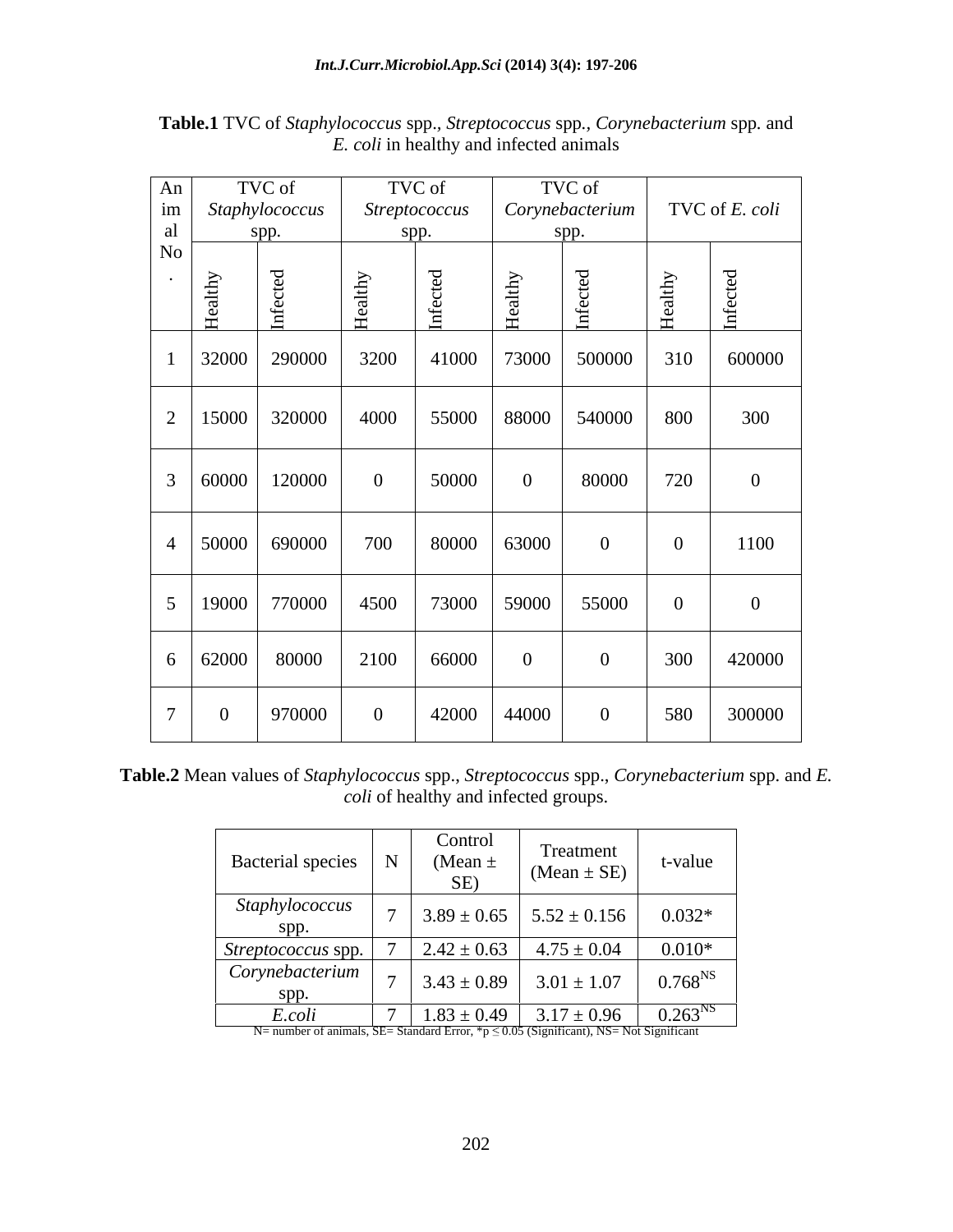**Table.1** TVC of *Staphylococcus* spp., *Streptococcus* spp., *Corynebacterium* spp. and *E. coli* in healthy and infected animals

| Animal No. | TVC of *Staphylococcus* spp. | | TVC of *Streptococcus* spp. | | TVC of *Corynebacterium* spp. | | TVC of *E. coli* | |
|---|---|---|---|---|---|---|---|---|
| | Healthy | Infected | Healthy | Infected | Healthy | Infected | Healthy | Infected |
| 1 | 32000 | 290000 | 3200 | 41000 | 73000 | 500000 | 310 | 600000 |
| 2 | 15000 | 320000 | 4000 | 55000 | 88000 | 540000 | 800 | 300 |
| 3 | 60000 | 120000 | 0 | 50000 | 0 | 80000 | 720 | 0 |
| 4 | 50000 | 690000 | 700 | 80000 | 63000 | 0 | 0 | 1100 |
| 5 | 19000 | 770000 | 4500 | 73000 | 59000 | 55000 | 0 | 0 |
| 6 | 62000 | 80000 | 2100 | 66000 | 0 | 0 | 300 | 420000 |
| 7 | 0 | 970000 | 0 | 42000 | 44000 | 0 | 580 | 300000 |

**Table.2** Mean values of *Staphylococcus* spp., *Streptococcus* spp., *Corynebacterium* spp. and *E. coli* of healthy and infected groups.

| Bacterial species | N | Control (Mean ± SE) | Treatment (Mean ± SE) | t-value |
|---|---|---|---|---|
| *Staphylococcus* spp. | 7 | 3.89 ± 0.65 | 5.52 ± 0.156 | 0.032* |
| *Streptococcus* spp. | 7 | 2.42 ± 0.63 | 4.75 ± 0.04 | 0.010* |
| *Corynebacterium* spp. | 7 | 3.43 ± 0.89 | 3.01 ± 1.07 | $0.768^{NS}$ |
| *E.coli* | 7 | 1.83 ± 0.49 | 3.17 ± 0.96 | $0.263^{NS}$ |

N= number of animals, SE= Standard Error, *$p \leq 0.05$ (Significant), NS= Not Significant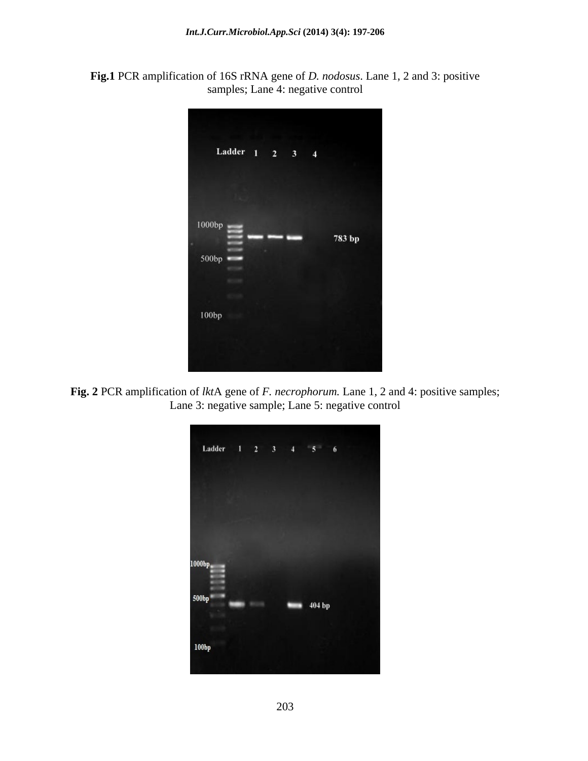**Fig.1** PCR amplification of 16S rRNA gene of *D. nodosus*. Lane 1, 2 and 3: positive samples; Lane 4: negative control

**Fig. 2** PCR amplification of *lkt*A gene of *F. necrophorum.* Lane 1, 2 and 4: positive samples; Lane 3: negative sample; Lane 5: negative control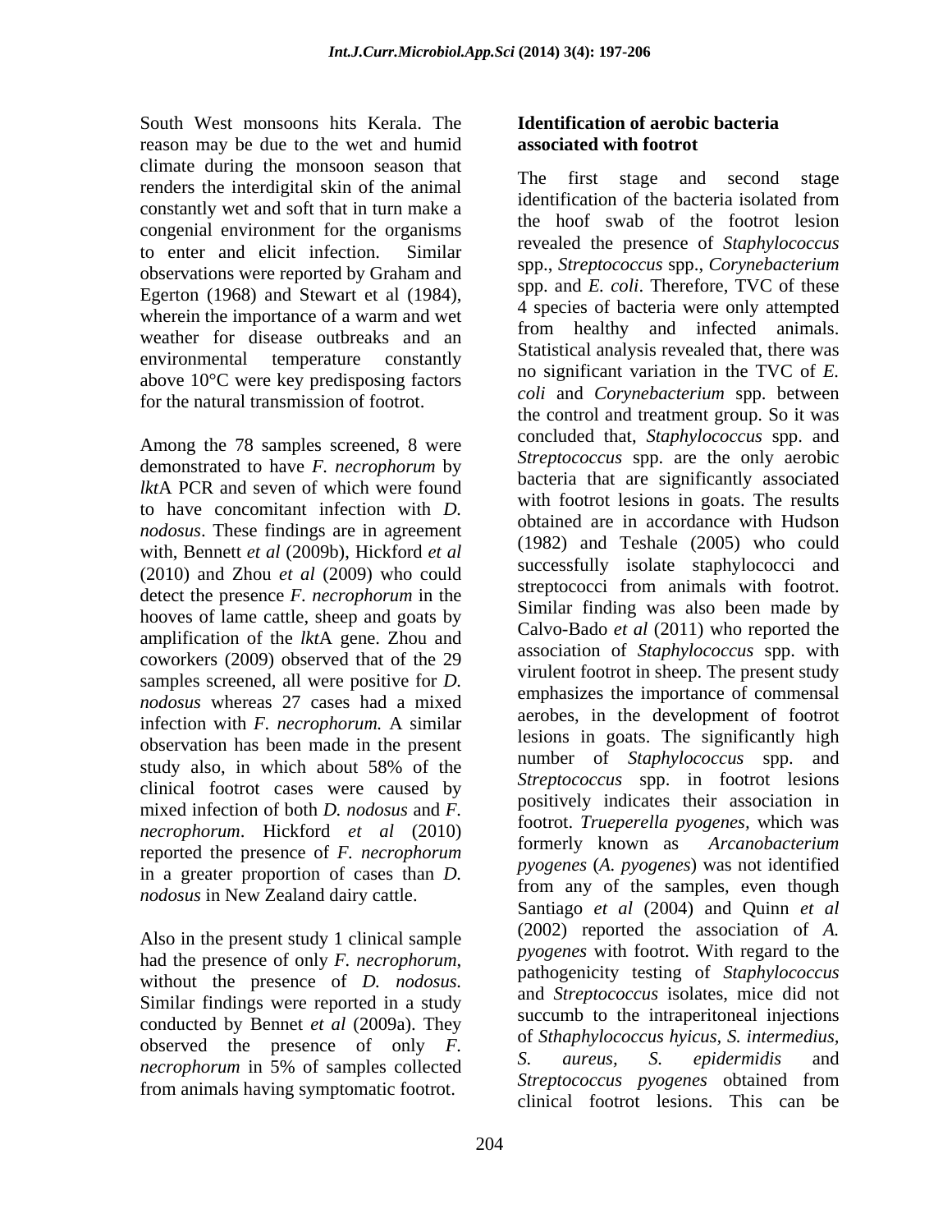South West monsoons hits Kerala. The reason may be due to the wet and humid climate during the monsoon season that renders the interdigital skin of the animal constantly wet and soft that in turn make a congenial environment for the organisms to enter and elicit infection. Similar observations were reported by Graham and Egerton (1968) and Stewart et al (1984), wherein the importance of a warm and wet weather for disease outbreaks and an environmental temperature constantly above 10°C were key predisposing factors for the natural transmission of footrot.

Among the 78 samples screened, 8 were demonstrated to have *F. necrophorum* by *lkt*A PCR and seven of which were found to have concomitant infection with *D. nodosus*. These findings are in agreement with, Bennett *et al* (2009b), Hickford *et al* (2010) and Zhou *et al* (2009) who could detect the presence *F. necrophorum* in the hooves of lame cattle, sheep and goats by amplification of the *lkt*A gene. Zhou and coworkers (2009) observed that of the 29 samples screened, all were positive for *D. nodosus* whereas 27 cases had a mixed infection with *F. necrophorum.* A similar observation has been made in the present study also, in which about 58% of the clinical footrot cases were caused by mixed infection of both *D. nodosus* and *F. necrophorum*. Hickford *et al* (2010) reported the presence of *F. necrophorum* in a greater proportion of cases than *D. nodosus* in New Zealand dairy cattle.

Also in the present study 1 clinical sample had the presence of only *F. necrophorum*, without the presence of *D. nodosus.* Similar findings were reported in a study conducted by Bennet *et al* (2009a). They observed the presence of only *F. necrophorum* in 5% of samples collected from animals having symptomatic footrot.

**Identification of aerobic bacteria associated with footrot**

The first stage and second stage identification of the bacteria isolated from the hoof swab of the footrot lesion revealed the presence of *Staphylococcus* spp., *Streptococcus* spp., *Corynebacterium* spp. and *E. coli*. Therefore, TVC of these 4 species of bacteria were only attempted from healthy and infected animals. Statistical analysis revealed that, there was no significant variation in the TVC of *E. coli* and *Corynebacterium* spp. between the control and treatment group. So it was concluded that, *Staphylococcus* spp. and *Streptococcus* spp. are the only aerobic bacteria that are significantly associated with footrot lesions in goats. The results obtained are in accordance with Hudson (1982) and Teshale (2005) who could successfully isolate staphylococci and streptococci from animals with footrot. Similar finding was also been made by Calvo-Bado *et al* (2011) who reported the association of *Staphylococcus* spp. with virulent footrot in sheep. The present study emphasizes the importance of commensal aerobes, in the development of footrot lesions in goats. The significantly high number of *Staphylococcus* spp. and *Streptococcus* spp. in footrot lesions positively indicates their association in footrot. *Trueperella pyogenes,* which was formerly known as *Arcanobacterium pyogenes* (*A. pyogenes*) was not identified from any of the samples, even though Santiago *et al* (2004) and Quinn *et al* (2002) reported the association of *A. pyogenes* with footrot. With regard to the pathogenicity testing of *Staphylococcus* and *Streptococcus* isolates, mice did not succumb to the intraperitoneal injections of *Sthaphylococcus hyicus*, *S. intermedius, S. aureus, S. epidermidis* and *Streptococcus pyogenes* obtained from clinical footrot lesions. This can be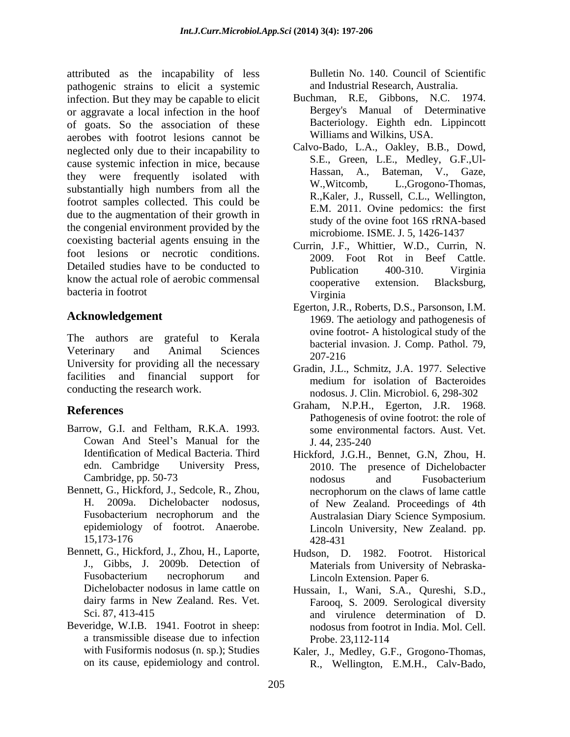attributed as the incapability of less pathogenic strains to elicit a systemic infection. But they may be capable to elicit or aggravate a local infection in the hoof of goats. So the association of these aerobes with footrot lesions cannot be neglected only due to their incapability to cause systemic infection in mice, because they were frequently isolated with substantially high numbers from all the footrot samples collected. This could be due to the augmentation of their growth in the congenial environment provided by the coexisting bacterial agents ensuing in the foot lesions or necrotic conditions. Detailed studies have to be conducted to know the actual role of aerobic commensal bacteria in footrot

## Acknowledgement

The authors are grateful to Kerala Veterinary and Animal Sciences University for providing all the necessary facilities and financial support for conducting the research work.

## References

Barrow, G.I. and Feltham, R.K.A. 1993. Cowan And Steel's Manual for the Identification of Medical Bacteria. Third edn. Cambridge University Press, Cambridge, pp. 50-73

Bennett, G., Hickford, J., Sedcole, R., Zhou, H. 2009a. Dichelobacter nodosus, Fusobacterium necrophorum and the epidemiology of footrot. Anaerobe. 15,173-176

Bennett, G., Hickford, J., Zhou, H., Laporte, J., Gibbs, J. 2009b. Detection of Fusobacterium necrophorum and Dichelobacter nodosus in lame cattle on dairy farms in New Zealand. Res. Vet. Sci. 87, 413-415

Beveridge, W.I.B. 1941. Footrot in sheep: a transmissible disease due to infection with Fusiformis nodosus (n. sp.); Studies on its cause, epidemiology and control. Bulletin No. 140. Council of Scientific and Industrial Research, Australia.

Buchman, R.E, Gibbons, N.C. 1974. Bergey's Manual of Determinative Bacteriology. Eighth edn. Lippincott Williams and Wilkins, USA.

Calvo-Bado, L.A., Oakley, B.B., Dowd, S.E., Green, L.E., Medley, G.F.,Ul-Hassan, A., Bateman, V., Gaze, W.,Witcomb, L.,Grogono-Thomas, R.,Kaler, J., Russell, C.L., Wellington, E.M. 2011. Ovine pedomics: the first study of the ovine foot 16S rRNA-based microbiome. ISME. J. 5, 1426-1437

Currin, J.F., Whittier, W.D., Currin, N. 2009. Foot Rot in Beef Cattle. Publication 400-310. Virginia cooperative extension. Blacksburg, Virginia

Egerton, J.R., Roberts, D.S., Parsonson, I.M. 1969. The aetiology and pathogenesis of ovine footrot- A histological study of the bacterial invasion. J. Comp. Pathol. 79, 207-216

Gradin, J.L., Schmitz, J.A. 1977. Selective medium for isolation of Bacteroides nodosus. J. Clin. Microbiol. 6, 298-302

Graham, N.P.H., Egerton, J.R. 1968. Pathogenesis of ovine footrot: the role of some environmental factors. Aust. Vet. J. 44, 235-240

Hickford, J.G.H., Bennet, G.N, Zhou, H. 2010. The presence of Dichelobacter nodosus and Fusobacterium necrophorum on the claws of lame cattle of New Zealand. Proceedings of 4th Australasian Diary Science Symposium. Lincoln University, New Zealand. pp. 428-431

Hudson, D. 1982. Footrot. Historical Materials from University of Nebraska-Lincoln Extension. Paper 6.

Hussain, I., Wani, S.A., Qureshi, S.D., Farooq, S. 2009. Serological diversity and virulence determination of D. nodosus from footrot in India. Mol. Cell. Probe. 23,112-114

Kaler, J., Medley, G.F., Grogono-Thomas, R., Wellington, E.M.H., Calv-Bado,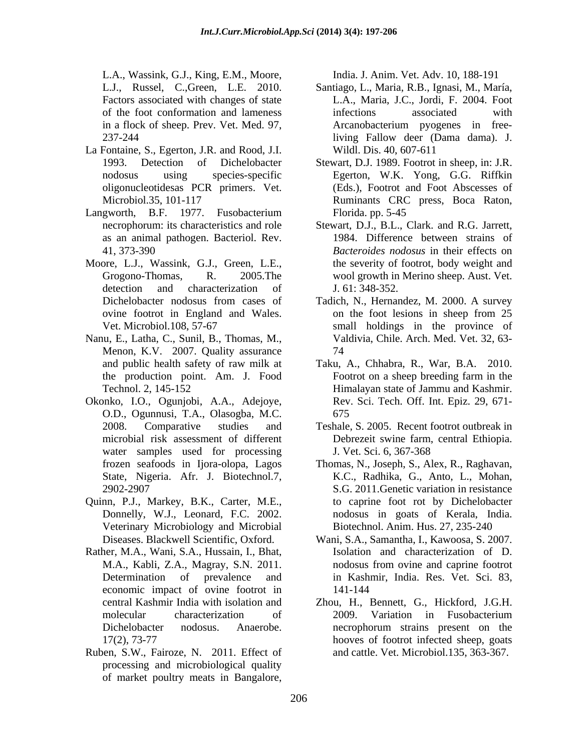L.A., Wassink, G.J., King, E.M., Moore, L.J., Russel, C.,Green, L.E. 2010. Factors associated with changes of state of the foot conformation and lameness in a flock of sheep. Prev. Vet. Med. 97, 237-244

La Fontaine, S., Egerton, J.R. and Rood, J.I. 1993. Detection of Dichelobacter nodosus using species-specific oligonucleotidesas PCR primers. Vet. Microbiol.35, 101-117

Langworth, B.F. 1977. Fusobacterium necrophorum: its characteristics and role as an animal pathogen. Bacteriol. Rev. 41, 373-390

Moore, L.J., Wassink, G.J., Green, L.E., Grogono-Thomas, R. 2005.The detection and characterization of Dichelobacter nodosus from cases of ovine footrot in England and Wales. Vet. Microbiol.108, 57-67

Nanu, E., Latha, C., Sunil, B., Thomas, M., Menon, K.V. 2007. Quality assurance and public health safety of raw milk at the production point. Am. J. Food Technol. 2, 145-152

Okonko, I.O., Ogunjobi, A.A., Adejoye, O.D., Ogunnusi, T.A., Olasogba, M.C. 2008. Comparative studies and microbial risk assessment of different water samples used for processing frozen seafoods in Ijora-olopa, Lagos State, Nigeria. Afr. J. Biotechnol.7, 2902-2907

Quinn, P.J., Markey, B.K., Carter, M.E., Donnelly, W.J., Leonard, F.C. 2002. Veterinary Microbiology and Microbial Diseases. Blackwell Scientific, Oxford.

Rather, M.A., Wani, S.A., Hussain, I., Bhat, M.A., Kabli, Z.A., Magray, S.N. 2011. Determination of prevalence and economic impact of ovine footrot in central Kashmir India with isolation and molecular characterization of Dichelobacter nodosus. Anaerobe. 17(2), 73-77

Ruben, S.W., Fairoze, N. 2011. Effect of processing and microbiological quality of market poultry meats in Bangalore, India. J. Anim. Vet. Adv. 10, 188-191

Santiago, L., Maria, R.B., Ignasi, M., María, L.A., Maria, J.C., Jordi, F. 2004. Foot infections associated with Arcanobacterium pyogenes in free-living Fallow deer (Dama dama). J. Wildl. Dis. 40, 607-611

Stewart, D.J. 1989. Footrot in sheep, in: J.R. Egerton, W.K. Yong, G.G. Riffkin (Eds.), Footrot and Foot Abscesses of Ruminants CRC press, Boca Raton, Florida. pp. 5-45

Stewart, D.J., B.L., Clark. and R.G. Jarrett, 1984. Difference between strains of *Bacteroides nodosus* in their effects on the severity of footrot, body weight and wool growth in Merino sheep. Aust. Vet. J. 61: 348-352.

Tadich, N., Hernandez, M. 2000. A survey on the foot lesions in sheep from 25 small holdings in the province of Valdivia, Chile. Arch. Med. Vet. 32, 63-74

Taku, A., Chhabra, R., War, B.A. 2010. Footrot on a sheep breeding farm in the Himalayan state of Jammu and Kashmir. Rev. Sci. Tech. Off. Int. Epiz. 29, 671-675

Teshale, S. 2005. Recent footrot outbreak in Debrezeit swine farm, central Ethiopia. J. Vet. Sci. 6, 367-368

Thomas, N., Joseph, S., Alex, R., Raghavan, K.C., Radhika, G., Anto, L., Mohan, S.G. 2011.Genetic variation in resistance to caprine foot rot by Dichelobacter nodosus in goats of Kerala, India. Biotechnol. Anim. Hus. 27, 235-240

Wani, S.A., Samantha, I., Kawoosa, S. 2007. Isolation and characterization of D. nodosus from ovine and caprine footrot in Kashmir, India. Res. Vet. Sci. 83, 141-144

Zhou, H., Bennett, G., Hickford, J.G.H. 2009. Variation in Fusobacterium necrophorum strains present on the hooves of footrot infected sheep, goats and cattle. Vet. Microbiol.135, 363-367.